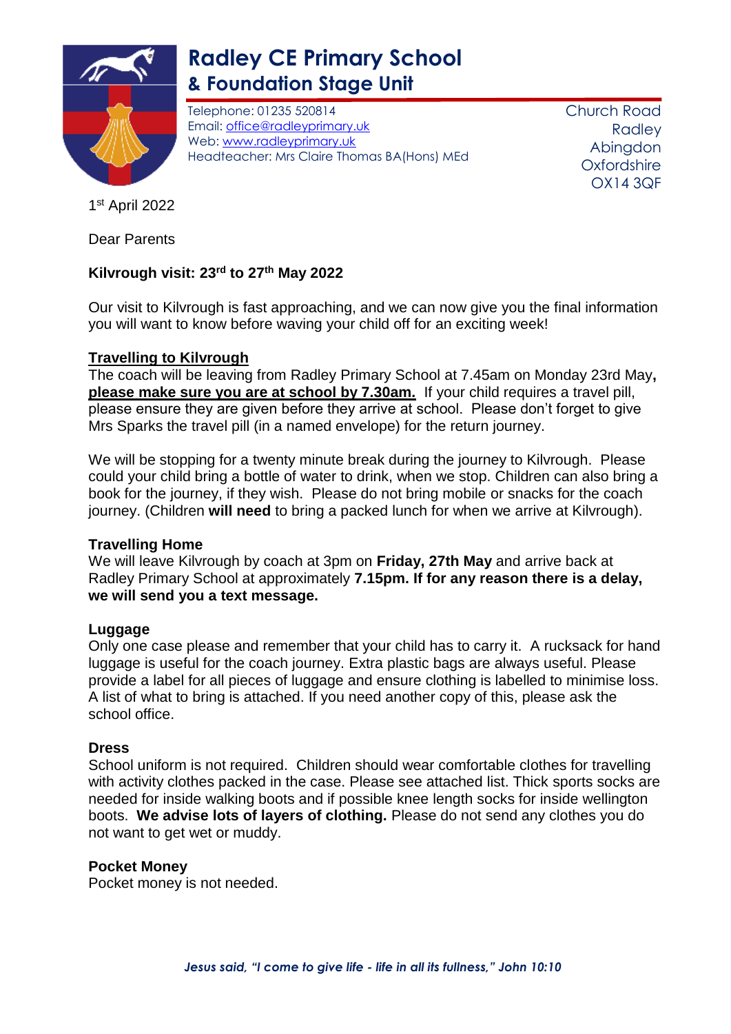# Radley CE Primary School
## & Foundation Stage Unit

Telephone: 01235 520814
Email: office@radleyprimary.uk
Web: www.radleyprimary.uk
Headteacher: Mrs Claire Thomas BA(Hons) MEd

Church Road
Radley
Abingdon
Oxfordshire
OX14 3QF

1st April 2022

Dear Parents

**Kilvrough visit: 23rd to 27th May 2022**

Our visit to Kilvrough is fast approaching, and we can now give you the final information you will want to know before waving your child off for an exciting week!

**Travelling to Kilvrough**

The coach will be leaving from Radley Primary School at 7.45am on Monday 23rd May**,** **please make sure you are at school by 7.30am.** If your child requires a travel pill, please ensure they are given before they arrive at school. Please don't forget to give Mrs Sparks the travel pill (in a named envelope) for the return journey.

We will be stopping for a twenty minute break during the journey to Kilvrough. Please could your child bring a bottle of water to drink, when we stop. Children can also bring a book for the journey, if they wish. Please do not bring mobile or snacks for the coach journey. (Children **will need** to bring a packed lunch for when we arrive at Kilvrough).

**Travelling Home**

We will leave Kilvrough by coach at 3pm on **Friday, 27th May** and arrive back at Radley Primary School at approximately **7.15pm. If for any reason there is a delay, we will send you a text message.**

**Luggage**

Only one case please and remember that your child has to carry it. A rucksack for hand luggage is useful for the coach journey. Extra plastic bags are always useful. Please provide a label for all pieces of luggage and ensure clothing is labelled to minimise loss. A list of what to bring is attached. If you need another copy of this, please ask the school office.

**Dress**

School uniform is not required. Children should wear comfortable clothes for travelling with activity clothes packed in the case. Please see attached list. Thick sports socks are needed for inside walking boots and if possible knee length socks for inside wellington boots. **We advise lots of layers of clothing.** Please do not send any clothes you do not want to get wet or muddy.

**Pocket Money**

Pocket money is not needed.

*Jesus said, "I come to give life - life in all its fullness," John 10:10*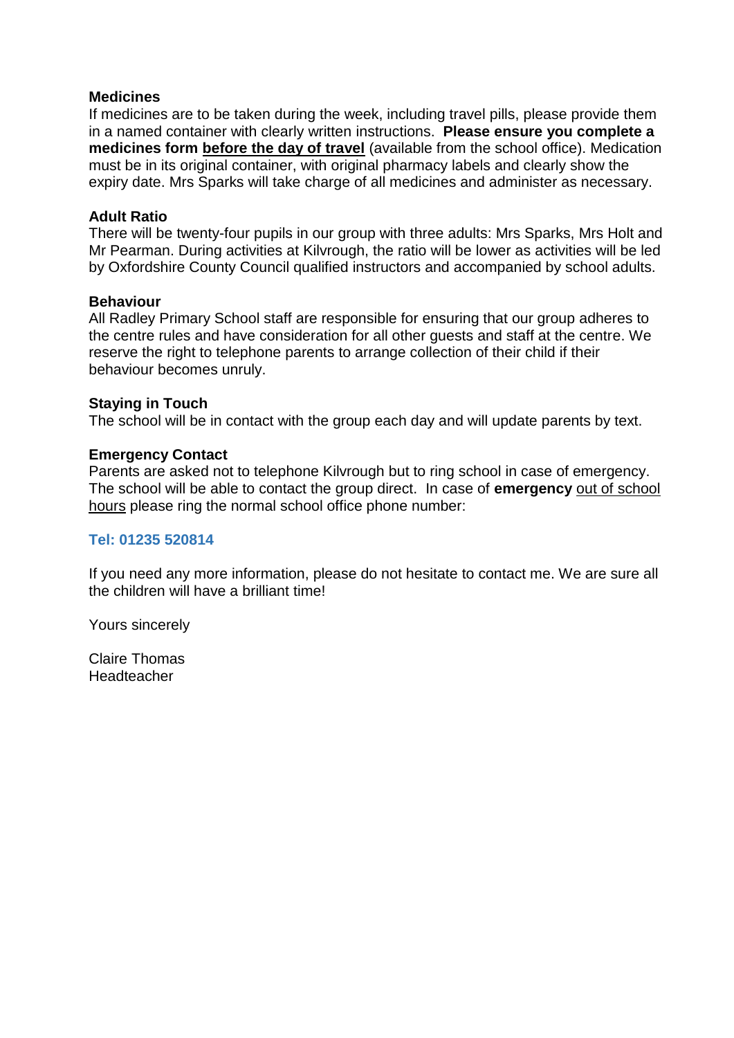**Medicines**

If medicines are to be taken during the week, including travel pills, please provide them in a named container with clearly written instructions. **Please ensure you complete a medicines form before the day of travel** (available from the school office). Medication must be in its original container, with original pharmacy labels and clearly show the expiry date. Mrs Sparks will take charge of all medicines and administer as necessary.

**Adult Ratio**

There will be twenty-four pupils in our group with three adults: Mrs Sparks, Mrs Holt and Mr Pearman. During activities at Kilvrough, the ratio will be lower as activities will be led by Oxfordshire County Council qualified instructors and accompanied by school adults.

**Behaviour**

All Radley Primary School staff are responsible for ensuring that our group adheres to the centre rules and have consideration for all other guests and staff at the centre. We reserve the right to telephone parents to arrange collection of their child if their behaviour becomes unruly.

**Staying in Touch**

The school will be in contact with the group each day and will update parents by text.

**Emergency Contact**

Parents are asked not to telephone Kilvrough but to ring school in case of emergency. The school will be able to contact the group direct. In case of **emergency** out of school hours please ring the normal school office phone number:

**Tel: 01235 520814**

If you need any more information, please do not hesitate to contact me. We are sure all the children will have a brilliant time!

Yours sincerely

Claire Thomas
Headteacher